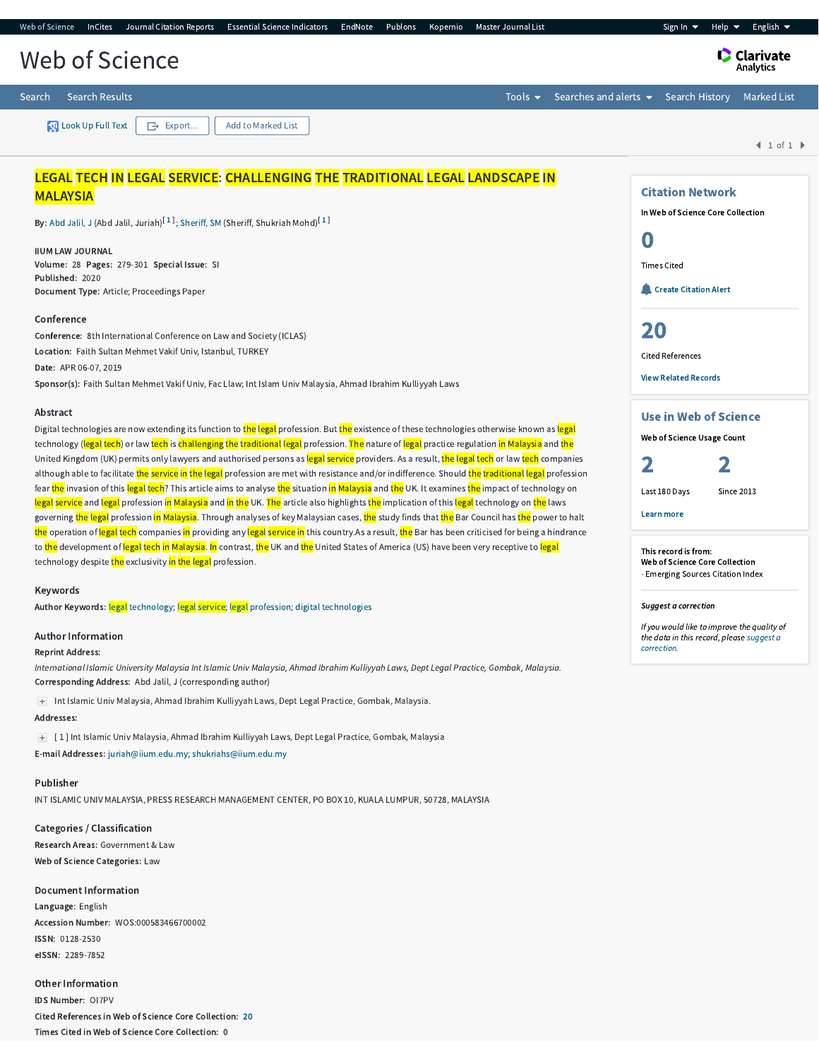# LEGAL TECH IN LEGAL SERVICE: CHALLENGING THE TRADITIONAL LEGAL LANDSCAPE IN MALAYSIA

**By:** Abd Jalil, J (Abd Jalil, Juriah)[1]; Sheriff, SM (Sheriff, Shukriah Mohd)[1]

IIUM LAW JOURNAL
**Volume:** 28 **Pages:** 279-301 **Special Issue:** SI
**Published:** 2020
**Document Type:** Article; Proceedings Paper

## Conference

**Conference:** 8th International Conference on Law and Society (ICLAS)
**Location:** Faith Sultan Mehmet Vakif Univ, Istanbul, TURKEY
**Date:** APR 06-07, 2019
**Sponsor(s):** Faith Sultan Mehmet Vakif Univ, Fac Llaw; Int Islam Univ Malaysia, Ahmad Ibrahim Kulliyyah Laws

## Abstract

Digital technologies are now extending its function to the legal profession. But the existence of these technologies otherwise known as legal technology (legal tech) or law tech is challenging the traditional legal profession. The nature of legal practice regulation in Malaysia and the United Kingdom (UK) permits only lawyers and authorised persons as legal service providers. As a result, the legal tech or law tech companies although able to facilitate the service in the legal profession are met with resistance and/or indifference. Should the traditional legal profession fear the invasion of this legal tech? This article aims to analyse the situation in Malaysia and the UK. It examines the impact of technology on legal service and legal profession in Malaysia and in the UK. The article also highlights the implication of this legal technology on the laws governing the legal profession in Malaysia. Through analyses of key Malaysian cases, the study finds that the Bar Council has the power to halt the operation of legal tech companies in providing any legal service in this country.As a result, the Bar has been criticised for being a hindrance to the development of legal tech in Malaysia. In contrast, the UK and the United States of America (US) have been very receptive to legal technology despite the exclusivity in the legal profession.

## Keywords

**Author Keywords:** legal technology; legal service; legal profession; digital technologies

## Author Information

**Reprint Address:**
*International Islamic University Malaysia Int Islamic Univ Malaysia, Ahmad Ibrahim Kulliyyah Laws, Dept Legal Practice, Gombak, Malaysia.*
**Corresponding Address:** Abd Jalil, J (corresponding author)

Int Islamic Univ Malaysia, Ahmad Ibrahim Kulliyyah Laws, Dept Legal Practice, Gombak, Malaysia.

**Addresses:**

[ 1 ] Int Islamic Univ Malaysia, Ahmad Ibrahim Kulliyyah Laws, Dept Legal Practice, Gombak, Malaysia

**E-mail Addresses:** juriah@iium.edu.my; shukriahs@iium.edu.my

## Publisher

INT ISLAMIC UNIV MALAYSIA, PRESS RESEARCH MANAGEMENT CENTER, PO BOX 10, KUALA LUMPUR, 50728, MALAYSIA

## Categories / Classification

**Research Areas:** Government & Law
**Web of Science Categories:** Law

## Document Information

**Language:** English
**Accession Number:** WOS:000583466700002
**ISSN:** 0128-2530
**eISSN:** 2289-7852

## Other Information

**IDS Number:** OI7PV
**Cited References in Web of Science Core Collection:** 20
**Times Cited in Web of Science Core Collection:** 0

## Citation Network

In Web of Science Core Collection

0
Times Cited

Create Citation Alert

20
Cited References

View Related Records

## Use in Web of Science

Web of Science Usage Count

2 Last 180 Days
2 Since 2013

Learn more

**This record is from:**
**Web of Science Core Collection**
- Emerging Sources Citation Index

***Suggest a correction***

*If you would like to improve the quality of the data in this record, please suggest a correction.*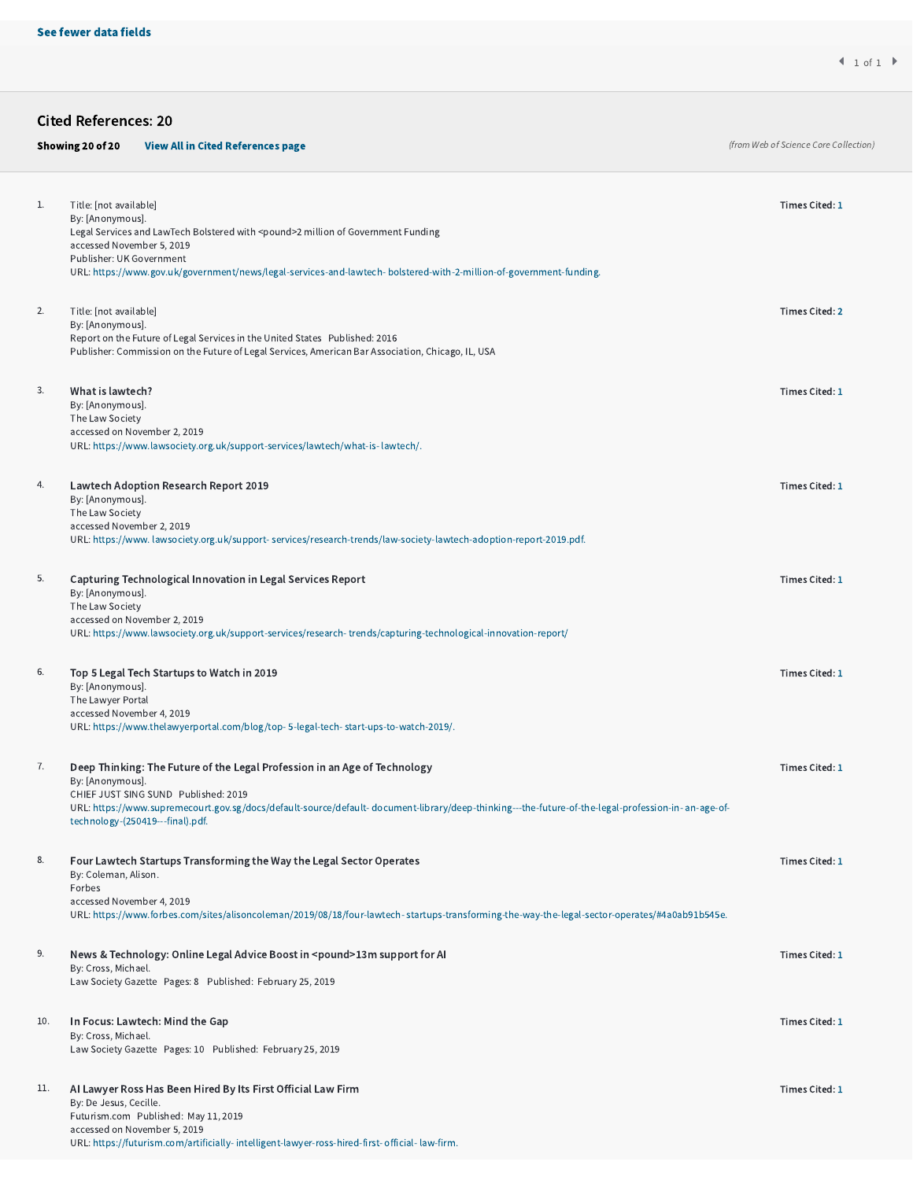See fewer data fields

## Cited References: 20

**Showing 20 of 20** **View All in Cited References page**

*(from Web of Science Core Collection)*

1. Title: [not available]
   By: [Anonymous].
   Legal Services and LawTech Bolstered with <pound>2 million of Government Funding
   accessed November 5, 2019
   Publisher: UK Government
   URL: https://www.gov.uk/government/news/legal-services-and-lawtech- bolstered-with-2-million-of-government-funding.
   **Times Cited:** 1

2. Title: [not available]
   By: [Anonymous].
   Report on the Future of Legal Services in the United States Published: 2016
   Publisher: Commission on the Future of Legal Services, American Bar Association, Chicago, IL, USA
   **Times Cited:** 2

3. **What is lawtech?**
   By: [Anonymous].
   The Law Society
   accessed on November 2, 2019
   URL: https://www.lawsociety.org.uk/support-services/lawtech/what-is- lawtech/.
   **Times Cited:** 1

4. **Lawtech Adoption Research Report 2019**
   By: [Anonymous].
   The Law Society
   accessed November 2, 2019
   URL: https://www. lawsociety.org.uk/support- services/research-trends/law-society-lawtech-adoption-report-2019.pdf.
   **Times Cited:** 1

5. **Capturing Technological Innovation in Legal Services Report**
   By: [Anonymous].
   The Law Society
   accessed on November 2, 2019
   URL: https://www.lawsociety.org.uk/support-services/research- trends/capturing-technological-innovation-report/
   **Times Cited:** 1

6. **Top 5 Legal Tech Startups to Watch in 2019**
   By: [Anonymous].
   The Lawyer Portal
   accessed November 4, 2019
   URL: https://www.thelawyerportal.com/blog/top- 5-legal-tech- start-ups-to-watch-2019/.
   **Times Cited:** 1

7. **Deep Thinking: The Future of the Legal Profession in an Age of Technology**
   By: [Anonymous].
   CHIEF JUST SING SUND Published: 2019
   URL: https://www.supremecourt.gov.sg/docs/default-source/default- document-library/deep-thinking---the-future-of-the-legal-profession-in- an-age-of-technology-(250419---final).pdf.
   **Times Cited:** 1

8. **Four Lawtech Startups Transforming the Way the Legal Sector Operates**
   By: Coleman, Alison.
   Forbes
   accessed November 4, 2019
   URL: https://www.forbes.com/sites/alisoncoleman/2019/08/18/four-lawtech- startups-transforming-the-way-the-legal-sector-operates/#4a0ab91b545e.
   **Times Cited:** 1

9. **News & Technology: Online Legal Advice Boost in <pound>13m support for AI**
   By: Cross, Michael.
   Law Society Gazette Pages: 8 Published: February 25, 2019
   **Times Cited:** 1

10. **In Focus: Lawtech: Mind the Gap**
    By: Cross, Michael.
    Law Society Gazette Pages: 10 Published: February 25, 2019
    **Times Cited:** 1

11. **AI Lawyer Ross Has Been Hired By Its First Official Law Firm**
    By: De Jesus, Cecille.
    Futurism.com Published: May 11, 2019
    accessed on November 5, 2019
    URL: https://futurism.com/artificially- intelligent-lawyer-ross-hired-first- official- law-firm.
    **Times Cited:** 1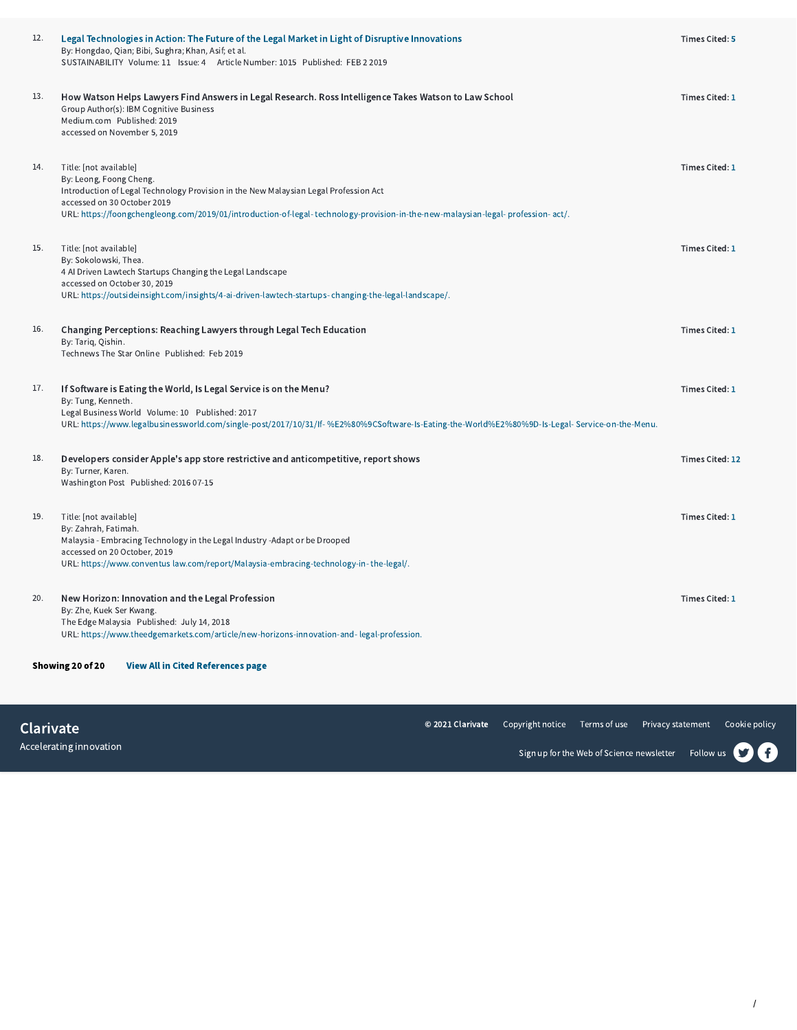12. **Legal Technologies in Action: The Future of the Legal Market in Light of Disruptive Innovations**
By: Hongdao, Qian; Bibi, Sughra; Khan, Asif; et al.
SUSTAINABILITY Volume: 11 Issue: 4 Article Number: 1015 Published: FEB 2 2019
**Times Cited: 5**

13. **How Watson Helps Lawyers Find Answers in Legal Research. Ross Intelligence Takes Watson to Law School**
Group Author(s): IBM Cognitive Business
Medium.com Published: 2019
accessed on November 5, 2019
**Times Cited: 1**

14. Title: [not available]
By: Leong, Foong Cheng.
Introduction of Legal Technology Provision in the New Malaysian Legal Profession Act
accessed on 30 October 2019
URL: https://foongchengleong.com/2019/01/introduction-of-legal-technology-provision-in-the-new-malaysian-legal-profession-act/.
**Times Cited: 1**

15. Title: [not available]
By: Sokolowski, Thea.
4 AI Driven Lawtech Startups Changing the Legal Landscape
accessed on October 30, 2019
URL: https://outsideinsight.com/insights/4-ai-driven-lawtech-startups-changing-the-legal-landscape/.
**Times Cited: 1**

16. **Changing Perceptions: Reaching Lawyers through Legal Tech Education**
By: Tariq, Qishin.
Technews The Star Online Published: Feb 2019
**Times Cited: 1**

17. **If Software is Eating the World, Is Legal Service is on the Menu?**
By: Tung, Kenneth.
Legal Business World Volume: 10 Published: 2017
URL: https://www.legalbusinessworld.com/single-post/2017/10/31/If-%E2%80%9CSoftware-Is-Eating-the-World%E2%80%9D-Is-Legal-Service-on-the-Menu.
**Times Cited: 1**

18. **Developers consider Apple's app store restrictive and anticompetitive, report shows**
By: Turner, Karen.
Washington Post Published: 2016 07-15
**Times Cited: 12**

19. Title: [not available]
By: Zahrah, Fatimah.
Malaysia - Embracing Technology in the Legal Industry -Adapt or be Drooped
accessed on 20 October, 2019
URL: https://www.conventus law.com/report/Malaysia-embracing-technology-in-the-legal/.
**Times Cited: 1**

20. **New Horizon: Innovation and the Legal Profession**
By: Zhe, Kuek Ser Kwang.
The Edge Malaysia Published: July 14, 2018
URL: https://www.theedgemarkets.com/article/new-horizons-innovation-and-legal-profession.
**Times Cited: 1**

**Showing 20 of 20** **View All in Cited References page**

**Clarivate**
Accelerating innovation

**© 2021 Clarivate** Copyright notice Terms of use Privacy statement Cookie policy

Sign up for the Web of Science newsletter Follow us